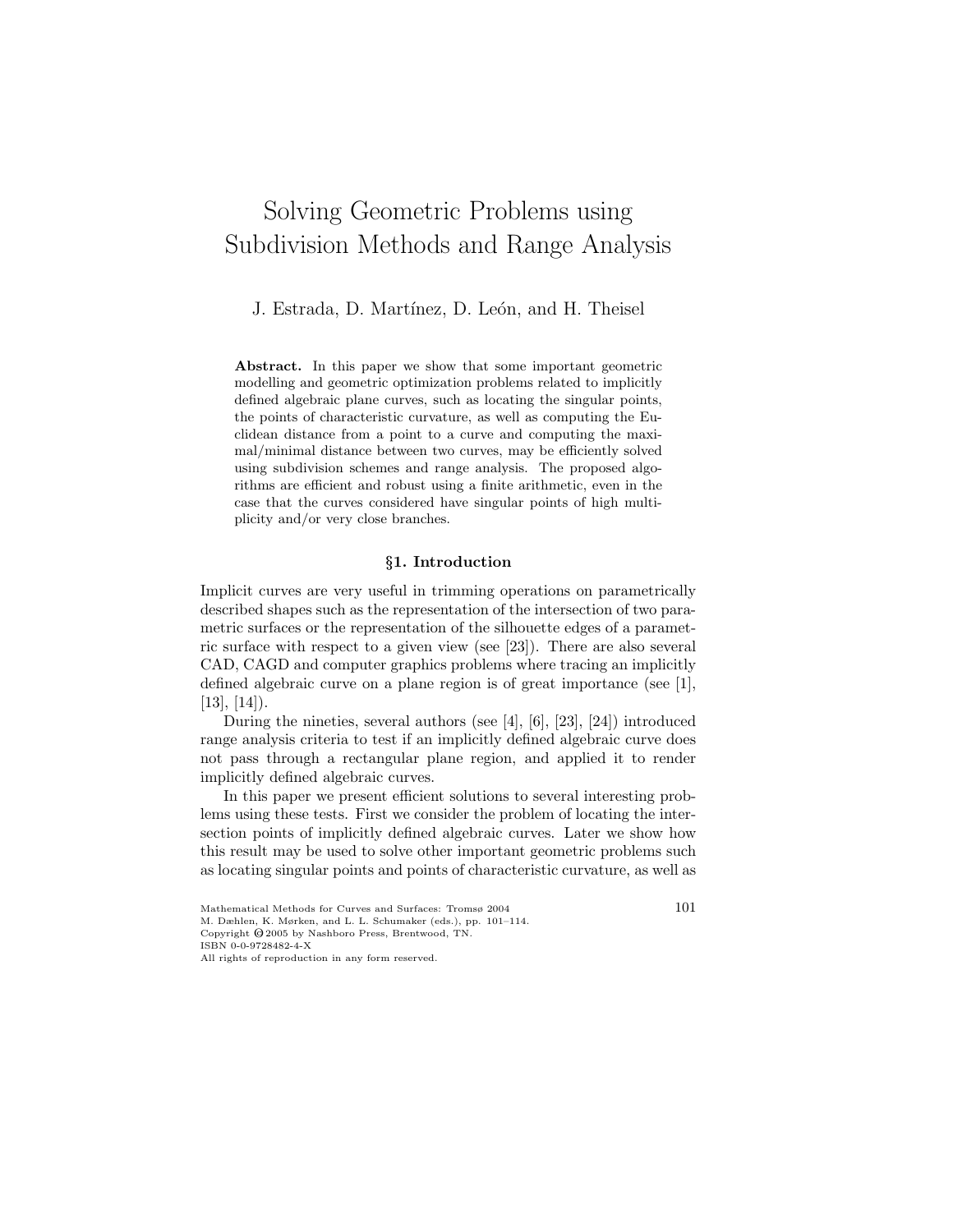# Solving Geometric Problems using Subdivision Methods and Range Analysis

J. Estrada, D. Martínez, D. León, and H. Theisel

**Abstract.** In this paper we show that some important geometric modelling and geometric optimization problems related to implicitly defined algebraic plane curves, such as locating the singular points, the points of characteristic curvature, as well as computing the Euclidean distance from a point to a curve and computing the maximal/minimal distance between two curves, may be efficiently solved using subdivision schemes and range analysis. The proposed algorithms are efficient and robust using a finite arithmetic, even in the case that the curves considered have singular points of high multiplicity and/or very close branches.

## §1. Introduction

Implicit curves are very useful in trimming operations on parametrically described shapes such as the representation of the intersection of two parametric surfaces or the representation of the silhouette edges of a parametric surface with respect to a given view (see [23]). There are also several CAD, CAGD and computer graphics problems where tracing an implicitly defined algebraic curve on a plane region is of great importance (see [1], [13], [14]).

During the nineties, several authors (see [4], [6], [23], [24]) introduced range analysis criteria to test if an implicitly defined algebraic curve does not pass through a rectangular plane region, and applied it to render implicitly defined algebraic curves.

In this paper we present efficient solutions to several interesting problems using these tests. First we consider the problem of locating the intersection points of implicitly defined algebraic curves. Later we show how this result may be used to solve other important geometric problems such as locating singular points and points of characteristic curvature, as well as

Mathematical Methods for Curves and Surfaces: Tromsø 2004
M. Dæhlen, K. Mørken, and L. L. Schumaker (eds.), pp. 101–114.
Copyright © 2005 by Nashboro Press, Brentwood, TN.
ISBN 0-0-9728482-4-X
All rights of reproduction in any form reserved.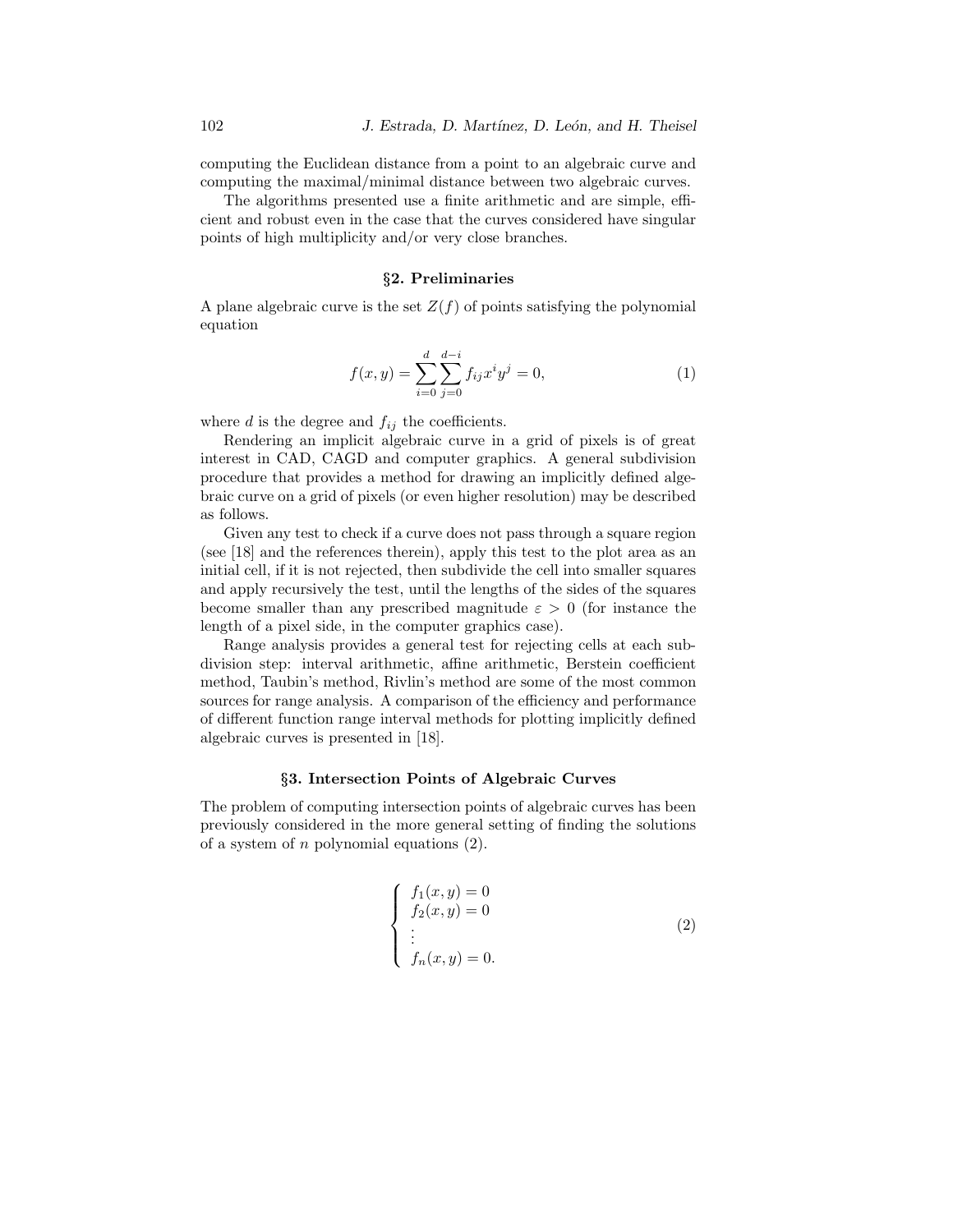computing the Euclidean distance from a point to an algebraic curve and computing the maximal/minimal distance between two algebraic curves.

The algorithms presented use a finite arithmetic and are simple, efficient and robust even in the case that the curves considered have singular points of high multiplicity and/or very close branches.

## §2. Preliminaries

A plane algebraic curve is the set $Z(f)$ of points satisfying the polynomial equation

$$f(x,y) = \sum_{i=0}^{d} \sum_{j=0}^{d-i} f_{ij} x^i y^j = 0, \tag{1}$$

where $d$ is the degree and $f_{ij}$ the coefficients.

Rendering an implicit algebraic curve in a grid of pixels is of great interest in CAD, CAGD and computer graphics. A general subdivision procedure that provides a method for drawing an implicitly defined algebraic curve on a grid of pixels (or even higher resolution) may be described as follows.

Given any test to check if a curve does not pass through a square region (see [18] and the references therein), apply this test to the plot area as an initial cell, if it is not rejected, then subdivide the cell into smaller squares and apply recursively the test, until the lengths of the sides of the squares become smaller than any prescribed magnitude $\varepsilon > 0$ (for instance the length of a pixel side, in the computer graphics case).

Range analysis provides a general test for rejecting cells at each subdivision step: interval arithmetic, affine arithmetic, Berstein coefficient method, Taubin's method, Rivlin's method are some of the most common sources for range analysis. A comparison of the efficiency and performance of different function range interval methods for plotting implicitly defined algebraic curves is presented in [18].

## §3. Intersection Points of Algebraic Curves

The problem of computing intersection points of algebraic curves has been previously considered in the more general setting of finding the solutions of a system of $n$ polynomial equations (2).

$$\begin{cases} f_1(x,y) = 0 \\ f_2(x,y) = 0 \\ \vdots \\ f_n(x,y) = 0. \end{cases} \tag{2}$$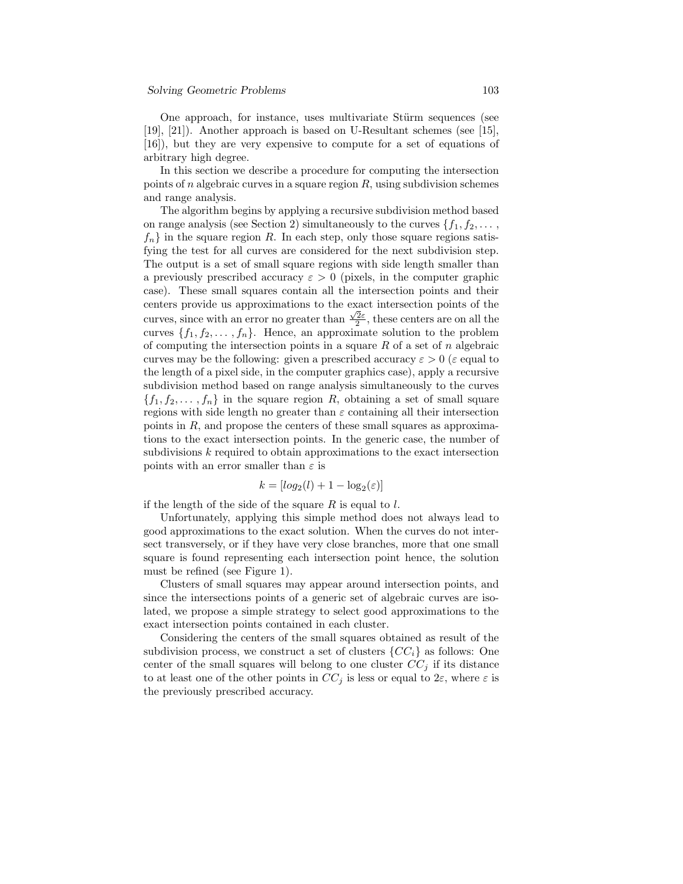One approach, for instance, uses multivariate Stürm sequences (see [19], [21]). Another approach is based on U-Resultant schemes (see [15], [16]), but they are very expensive to compute for a set of equations of arbitrary high degree.

In this section we describe a procedure for computing the intersection points of $n$ algebraic curves in a square region $R$, using subdivision schemes and range analysis.

The algorithm begins by applying a recursive subdivision method based on range analysis (see Section 2) simultaneously to the curves $\{f_1, f_2, \ldots, f_n\}$ in the square region $R$. In each step, only those square regions satisfying the test for all curves are considered for the next subdivision step. The output is a set of small square regions with side length smaller than a previously prescribed accuracy $\varepsilon > 0$ (pixels, in the computer graphic case). These small squares contain all the intersection points and their centers provide us approximations to the exact intersection points of the curves, since with an error no greater than $\frac{\sqrt{2}\varepsilon}{2}$, these centers are on all the curves $\{f_1, f_2, \ldots, f_n\}$. Hence, an approximate solution to the problem of computing the intersection points in a square $R$ of a set of $n$ algebraic curves may be the following: given a prescribed accuracy $\varepsilon > 0$ ($\varepsilon$ equal to the length of a pixel side, in the computer graphics case), apply a recursive subdivision method based on range analysis simultaneously to the curves $\{f_1, f_2, \ldots, f_n\}$ in the square region $R$, obtaining a set of small square regions with side length no greater than $\varepsilon$ containing all their intersection points in $R$, and propose the centers of these small squares as approximations to the exact intersection points. In the generic case, the number of subdivisions $k$ required to obtain approximations to the exact intersection points with an error smaller than $\varepsilon$ is

$$k = [log_2(l) + 1 - \log_2(\varepsilon)]$$

if the length of the side of the square $R$ is equal to $l$.

Unfortunately, applying this simple method does not always lead to good approximations to the exact solution. When the curves do not intersect transversely, or if they have very close branches, more that one small square is found representing each intersection point hence, the solution must be refined (see Figure 1).

Clusters of small squares may appear around intersection points, and since the intersections points of a generic set of algebraic curves are isolated, we propose a simple strategy to select good approximations to the exact intersection points contained in each cluster.

Considering the centers of the small squares obtained as result of the subdivision process, we construct a set of clusters $\{CC_i\}$ as follows: One center of the small squares will belong to one cluster $CC_j$ if its distance to at least one of the other points in $CC_j$ is less or equal to $2\varepsilon$, where $\varepsilon$ is the previously prescribed accuracy.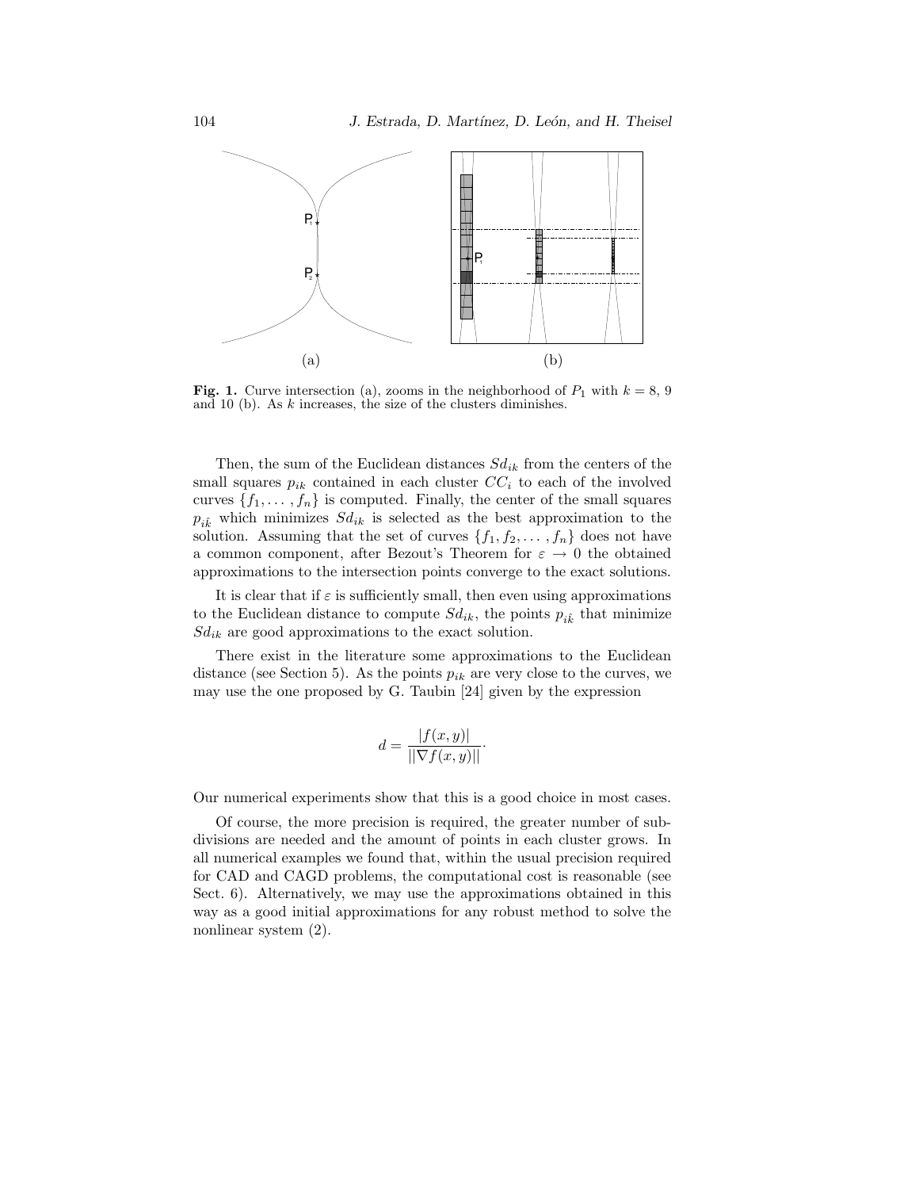(a) (b)

**Fig. 1.** Curve intersection (a), zooms in the neighborhood of $P_1$ with $k = 8$, 9 and 10 (b). As $k$ increases, the size of the clusters diminishes.

Then, the sum of the Euclidean distances $Sd_{ik}$ from the centers of the small squares $p_{ik}$ contained in each cluster $CC_i$ to each of the involved curves $\{f_1, \ldots, f_n\}$ is computed. Finally, the center of the small squares $p_{i\hat{k}}$ which minimizes $Sd_{ik}$ is selected as the best approximation to the solution. Assuming that the set of curves $\{f_1, f_2, \ldots, f_n\}$ does not have a common component, after Bezout's Theorem for $\varepsilon \to 0$ the obtained approximations to the intersection points converge to the exact solutions.

It is clear that if $\varepsilon$ is sufficiently small, then even using approximations to the Euclidean distance to compute $Sd_{ik}$, the points $p_{i\hat{k}}$ that minimize $Sd_{ik}$ are good approximations to the exact solution.

There exist in the literature some approximations to the Euclidean distance (see Section 5). As the points $p_{ik}$ are very close to the curves, we may use the one proposed by G. Taubin [24] given by the expression

$$d = \frac{|f(x, y)|}{||\nabla f(x, y)||}.$$

Our numerical experiments show that this is a good choice in most cases.

Of course, the more precision is required, the greater number of subdivisions are needed and the amount of points in each cluster grows. In all numerical examples we found that, within the usual precision required for CAD and CAGD problems, the computational cost is reasonable (see Sect. 6). Alternatively, we may use the approximations obtained in this way as a good initial approximations for any robust method to solve the nonlinear system (2).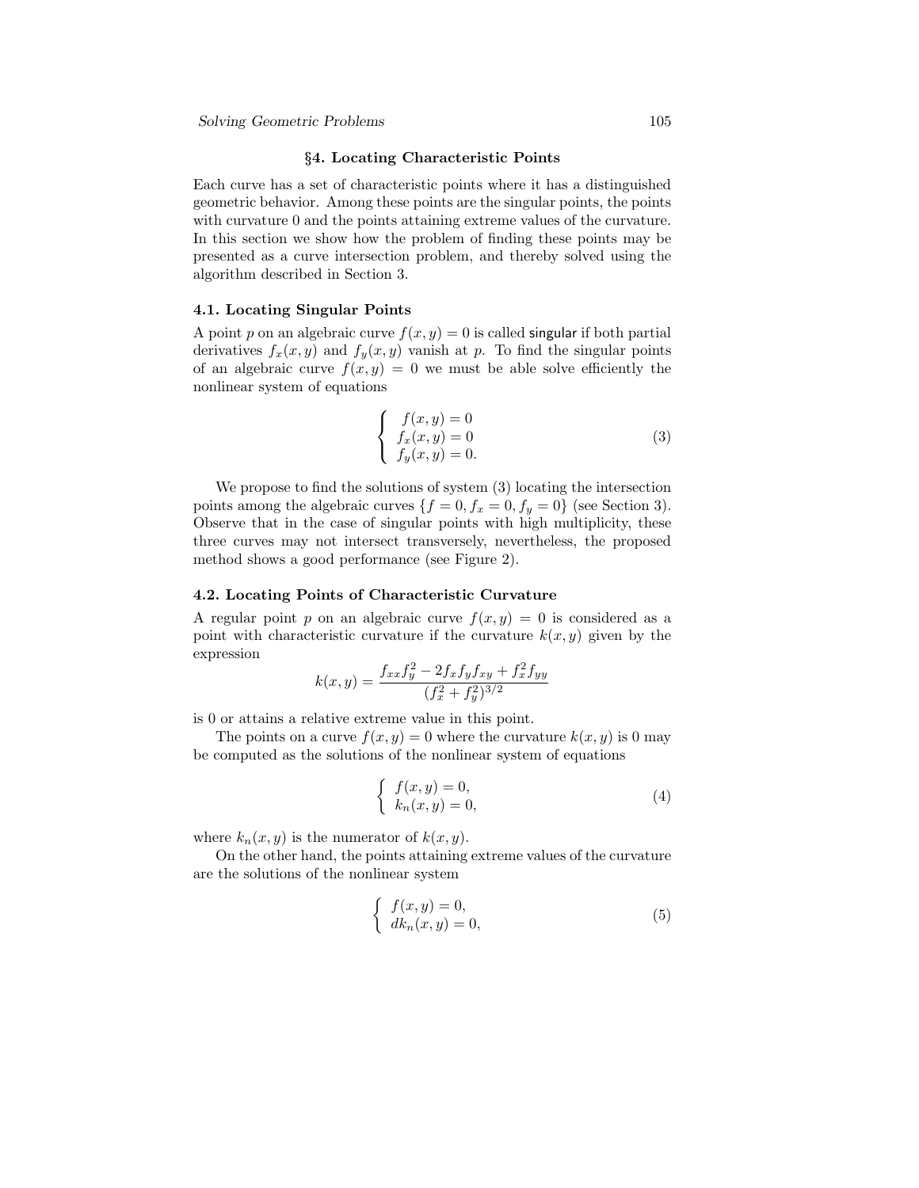## §4. Locating Characteristic Points

Each curve has a set of characteristic points where it has a distinguished geometric behavior. Among these points are the singular points, the points with curvature 0 and the points attaining extreme values of the curvature. In this section we show how the problem of finding these points may be presented as a curve intersection problem, and thereby solved using the algorithm described in Section 3.

### 4.1. Locating Singular Points

A point $p$ on an algebraic curve $f(x, y) = 0$ is called singular if both partial derivatives $f_x(x, y)$ and $f_y(x, y)$ vanish at $p$. To find the singular points of an algebraic curve $f(x, y) = 0$ we must be able solve efficiently the nonlinear system of equations

$$\left\{ \begin{array}{l} f(x, y) = 0 \\ f_x(x, y) = 0 \\ f_y(x, y) = 0. \end{array} \right. \tag{3}$$

We propose to find the solutions of system (3) locating the intersection points among the algebraic curves $\{f = 0, f_x = 0, f_y = 0\}$ (see Section 3). Observe that in the case of singular points with high multiplicity, these three curves may not intersect transversely, nevertheless, the proposed method shows a good performance (see Figure 2).

### 4.2. Locating Points of Characteristic Curvature

A regular point $p$ on an algebraic curve $f(x, y) = 0$ is considered as a point with characteristic curvature if the curvature $k(x, y)$ given by the expression

$$k(x, y) = \frac{f_{xx} f_y^2 - 2 f_x f_y f_{xy} + f_x^2 f_{yy}}{(f_x^2 + f_y^2)^{3/2}}$$

is 0 or attains a relative extreme value in this point.

The points on a curve $f(x, y) = 0$ where the curvature $k(x, y)$ is 0 may be computed as the solutions of the nonlinear system of equations

$$\left\{ \begin{array}{l} f(x, y) = 0, \\ k_n(x, y) = 0, \end{array} \right. \tag{4}$$

where $k_n(x, y)$ is the numerator of $k(x, y)$.

On the other hand, the points attaining extreme values of the curvature are the solutions of the nonlinear system

$$\left\{ \begin{array}{l} f(x, y) = 0, \\ dk_n(x, y) = 0, \end{array} \right. \tag{5}$$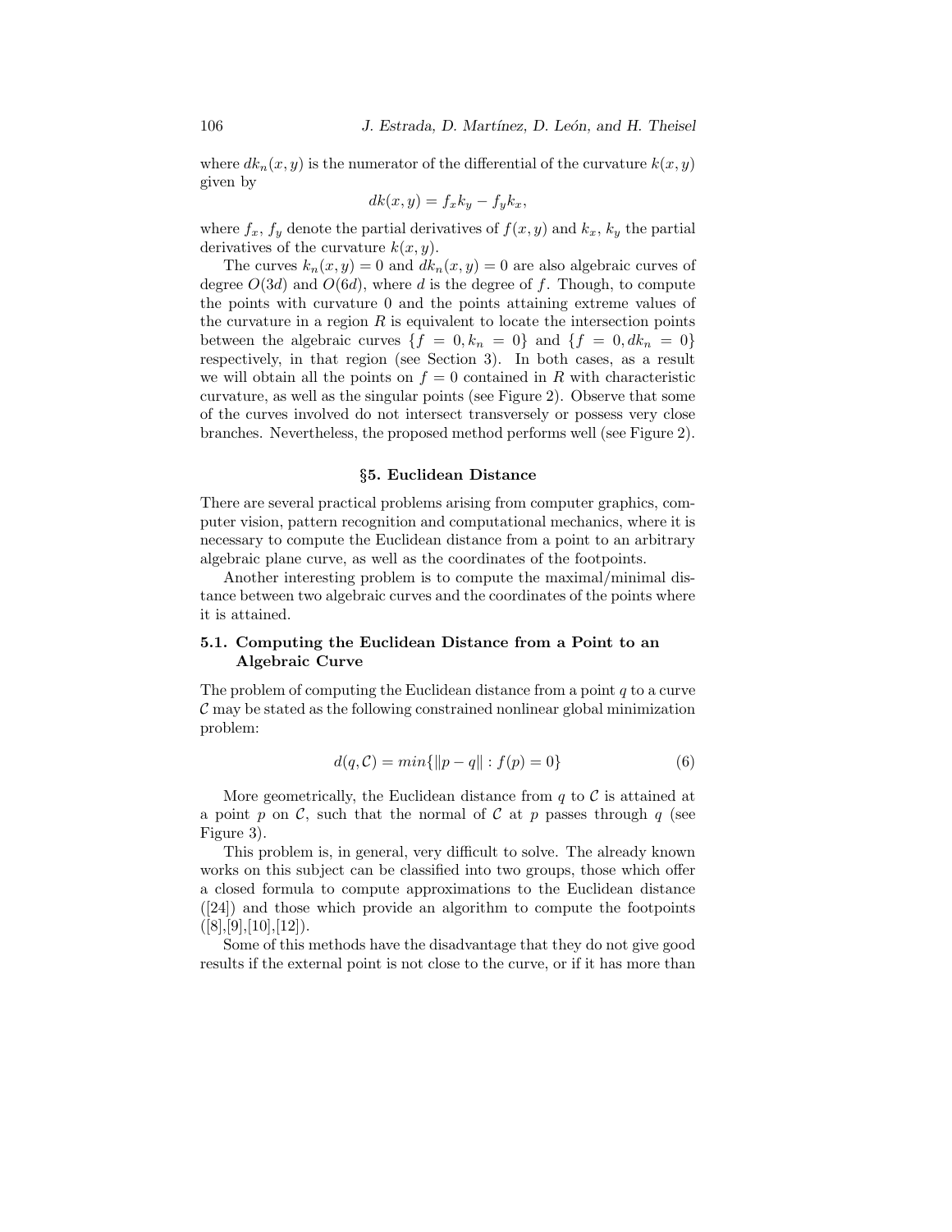where $dk_n(x,y)$ is the numerator of the differential of the curvature $k(x,y)$ given by

$$dk(x,y) = f_x k_y - f_y k_x,$$

where $f_x$, $f_y$ denote the partial derivatives of $f(x,y)$ and $k_x$, $k_y$ the partial derivatives of the curvature $k(x,y)$.

The curves $k_n(x,y) = 0$ and $dk_n(x,y) = 0$ are also algebraic curves of degree $O(3d)$ and $O(6d)$, where $d$ is the degree of $f$. Though, to compute the points with curvature 0 and the points attaining extreme values of the curvature in a region $R$ is equivalent to locate the intersection points between the algebraic curves $\{f = 0, k_n = 0\}$ and $\{f = 0, dk_n = 0\}$ respectively, in that region (see Section 3). In both cases, as a result we will obtain all the points on $f = 0$ contained in $R$ with characteristic curvature, as well as the singular points (see Figure 2). Observe that some of the curves involved do not intersect transversely or possess very close branches. Nevertheless, the proposed method performs well (see Figure 2).

## §5. Euclidean Distance

There are several practical problems arising from computer graphics, computer vision, pattern recognition and computational mechanics, where it is necessary to compute the Euclidean distance from a point to an arbitrary algebraic plane curve, as well as the coordinates of the footpoints.

Another interesting problem is to compute the maximal/minimal distance between two algebraic curves and the coordinates of the points where it is attained.

### 5.1. Computing the Euclidean Distance from a Point to an Algebraic Curve

The problem of computing the Euclidean distance from a point $q$ to a curve $\mathcal{C}$ may be stated as the following constrained nonlinear global minimization problem:

$$d(q, \mathcal{C}) = min\{\|p - q\| : f(p) = 0\} \tag{6}$$

More geometrically, the Euclidean distance from $q$ to $\mathcal{C}$ is attained at a point $p$ on $\mathcal{C}$, such that the normal of $\mathcal{C}$ at $p$ passes through $q$ (see Figure 3).

This problem is, in general, very difficult to solve. The already known works on this subject can be classified into two groups, those which offer a closed formula to compute approximations to the Euclidean distance ([24]) and those which provide an algorithm to compute the footpoints ([8],[9],[10],[12]).

Some of this methods have the disadvantage that they do not give good results if the external point is not close to the curve, or if it has more than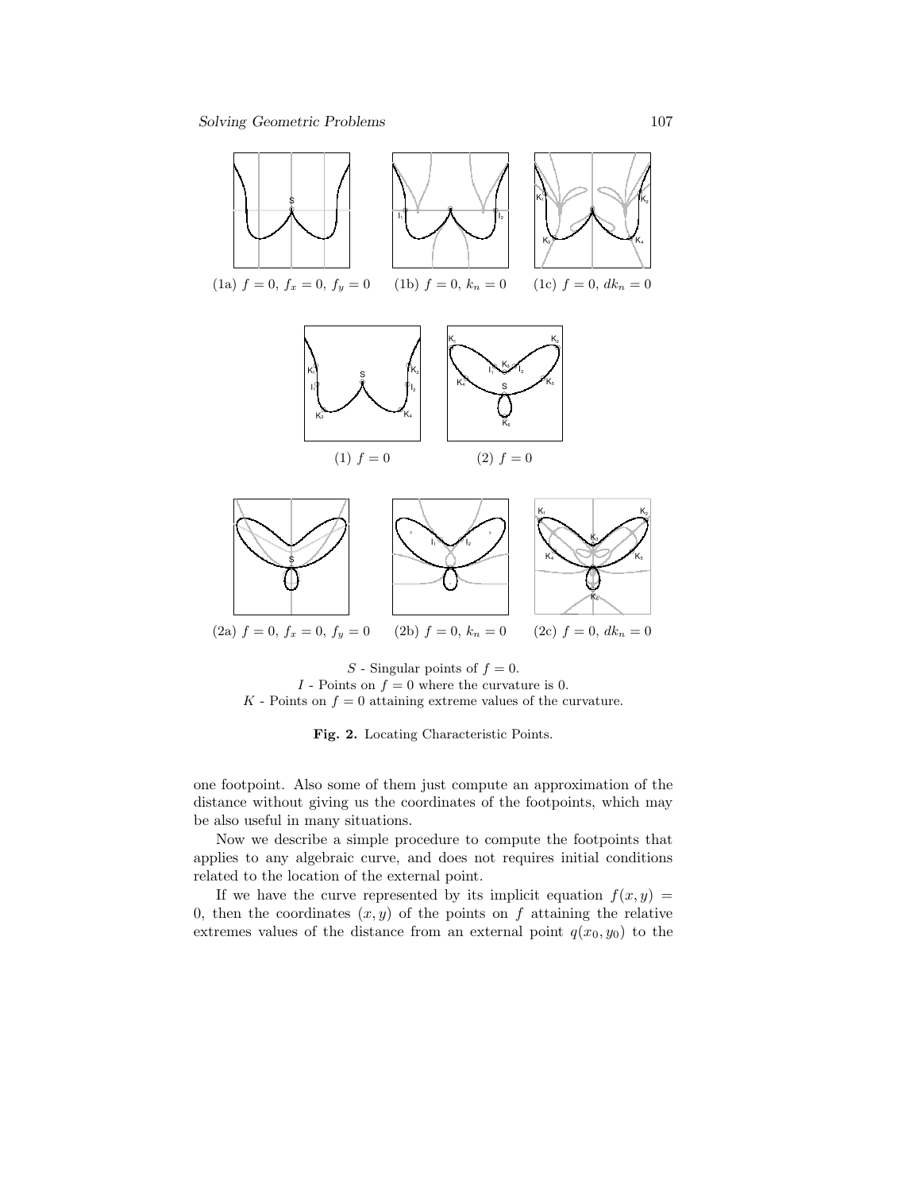(1a) $f = 0,\ f_x = 0,\ f_y = 0$ (1b) $f = 0,\ k_n = 0$ (1c) $f = 0,\ dk_n = 0$

(1) $f = 0$ (2) $f = 0$

(2a) $f = 0,\ f_x = 0,\ f_y = 0$ (2b) $f = 0,\ k_n = 0$ (2c) $f = 0,\ dk_n = 0$

$S$ - Singular points of $f = 0$.
$I$ - Points on $f = 0$ where the curvature is 0.
$K$ - Points on $f = 0$ attaining extreme values of the curvature.

**Fig. 2.** Locating Characteristic Points.

one footpoint. Also some of them just compute an approximation of the distance without giving us the coordinates of the footpoints, which may be also useful in many situations.

Now we describe a simple procedure to compute the footpoints that applies to any algebraic curve, and does not requires initial conditions related to the location of the external point.

If we have the curve represented by its implicit equation $f(x, y) = 0$, then the coordinates $(x, y)$ of the points on $f$ attaining the relative extremes values of the distance from an external point $q(x_0, y_0)$ to the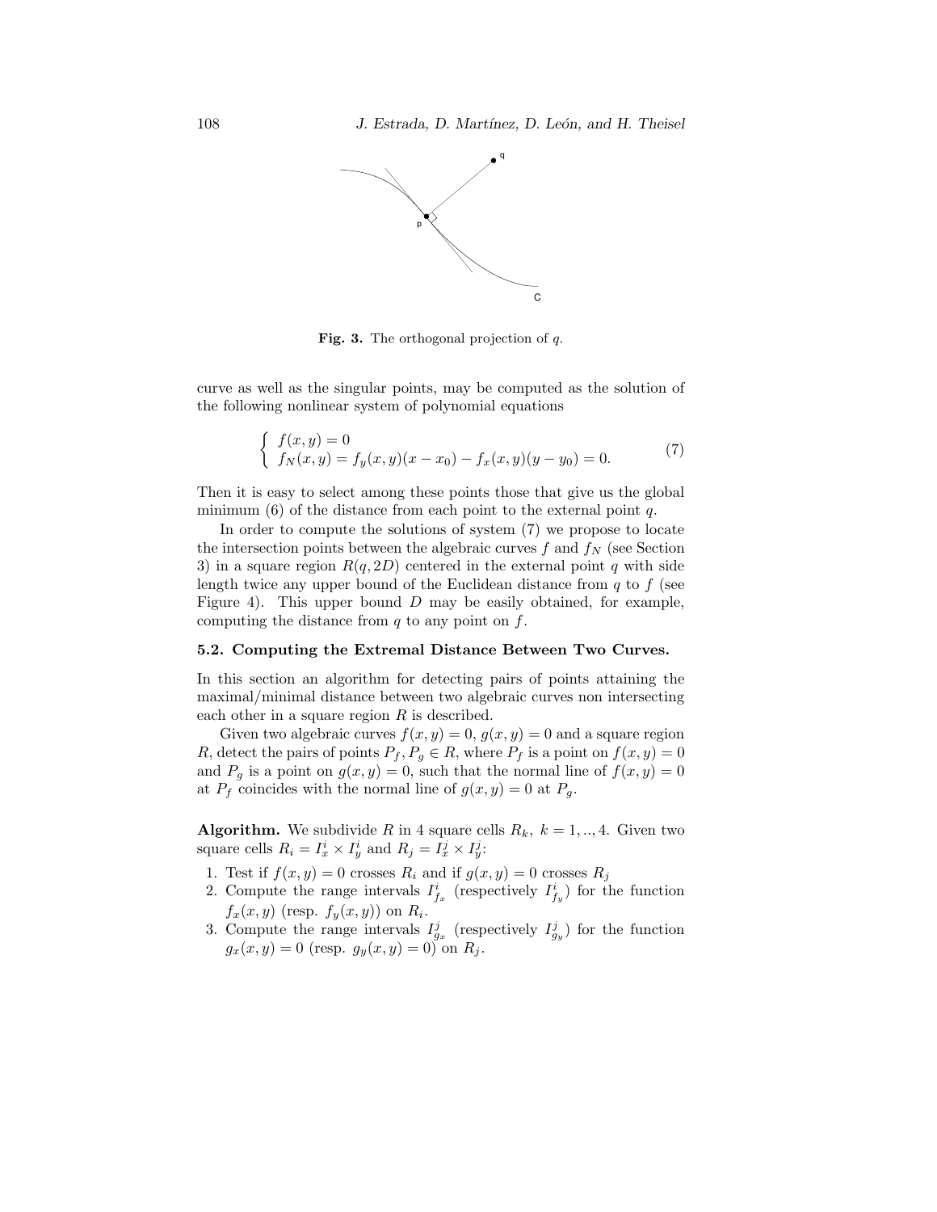**Fig. 3.** The orthogonal projection of $q$.

curve as well as the singular points, may be computed as the solution of the following nonlinear system of polynomial equations

$$\begin{cases} f(x,y) = 0 \\ f_N(x,y) = f_y(x,y)(x - x_0) - f_x(x,y)(y - y_0) = 0. \end{cases} \tag{7}$$

Then it is easy to select among these points those that give us the global minimum (6) of the distance from each point to the external point $q$.

In order to compute the solutions of system (7) we propose to locate the intersection points between the algebraic curves $f$ and $f_N$ (see Section 3) in a square region $R(q, 2D)$ centered in the external point $q$ with side length twice any upper bound of the Euclidean distance from $q$ to $f$ (see Figure 4). This upper bound $D$ may be easily obtained, for example, computing the distance from $q$ to any point on $f$.

### 5.2. Computing the Extremal Distance Between Two Curves.

In this section an algorithm for detecting pairs of points attaining the maximal/minimal distance between two algebraic curves non intersecting each other in a square region $R$ is described.

Given two algebraic curves $f(x,y) = 0$, $g(x,y) = 0$ and a square region $R$, detect the pairs of points $P_f, P_g \in R$, where $P_f$ is a point on $f(x,y) = 0$ and $P_g$ is a point on $g(x,y) = 0$, such that the normal line of $f(x,y) = 0$ at $P_f$ coincides with the normal line of $g(x,y) = 0$ at $P_g$.

**Algorithm.** We subdivide $R$ in 4 square cells $R_k$, $k = 1, .., 4$. Given two square cells $R_i = I_x^i \times I_y^i$ and $R_j = I_x^j \times I_y^j$:

1. Test if $f(x,y) = 0$ crosses $R_i$ and if $g(x,y) = 0$ crosses $R_j$
2. Compute the range intervals $I_{f_x}^i$ (respectively $I_{f_y}^i$) for the function $f_x(x,y)$ (resp. $f_y(x,y)$) on $R_i$.
3. Compute the range intervals $I_{g_x}^j$ (respectively $I_{g_y}^j$) for the function $g_x(x,y) = 0$ (resp. $g_y(x,y) = 0$) on $R_j$.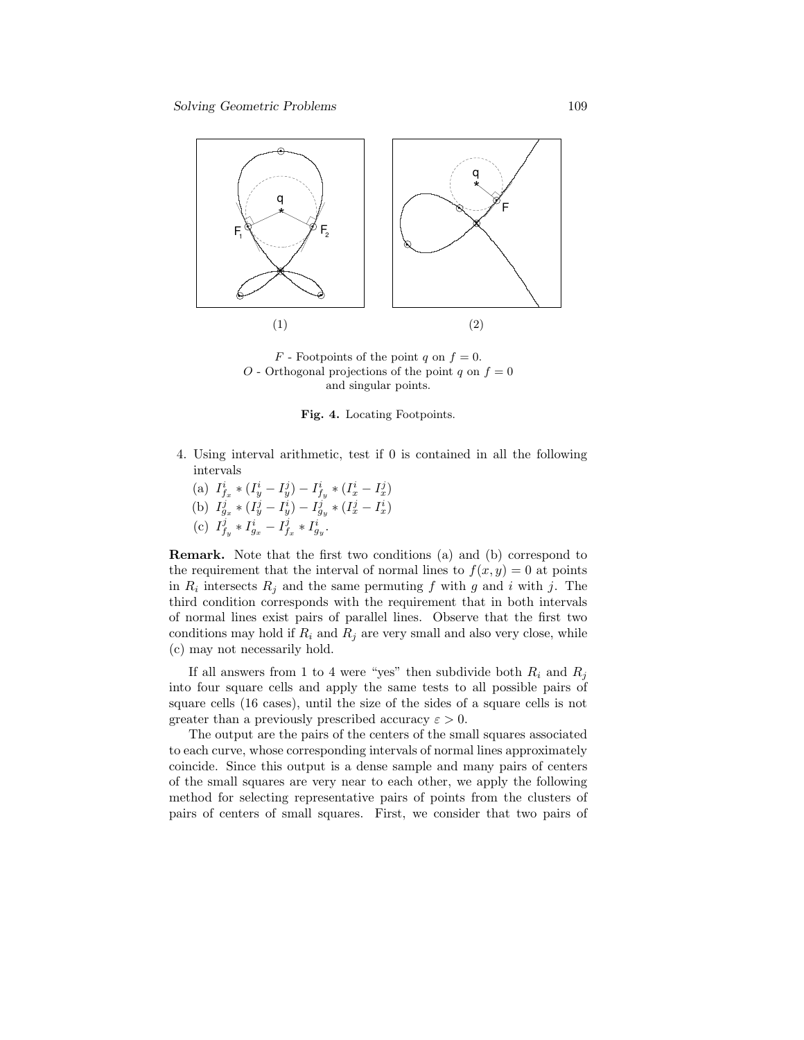(1) (2)

$F$ - Footpoints of the point $q$ on $f = 0$.
$O$ - Orthogonal projections of the point $q$ on $f = 0$ and singular points.

**Fig. 4.** Locating Footpoints.

4. Using interval arithmetic, test if 0 is contained in all the following intervals
   (a) $I^i_{f_x} * (I^i_y - I^j_y) - I^i_{f_y} * (I^i_x - I^j_x)$
   (b) $I^j_{g_x} * (I^j_y - I^i_y) - I^j_{g_y} * (I^j_x - I^i_x)$
   (c) $I^j_{f_y} * I^i_{g_x} - I^j_{f_x} * I^i_{g_y}$.

**Remark.** Note that the first two conditions (a) and (b) correspond to the requirement that the interval of normal lines to $f(x, y) = 0$ at points in $R_i$ intersects $R_j$ and the same permuting $f$ with $g$ and $i$ with $j$. The third condition corresponds with the requirement that in both intervals of normal lines exist pairs of parallel lines. Observe that the first two conditions may hold if $R_i$ and $R_j$ are very small and also very close, while (c) may not necessarily hold.

If all answers from 1 to 4 were "yes" then subdivide both $R_i$ and $R_j$ into four square cells and apply the same tests to all possible pairs of square cells (16 cases), until the size of the sides of a square cells is not greater than a previously prescribed accuracy $\varepsilon > 0$.

The output are the pairs of the centers of the small squares associated to each curve, whose corresponding intervals of normal lines approximately coincide. Since this output is a dense sample and many pairs of centers of the small squares are very near to each other, we apply the following method for selecting representative pairs of points from the clusters of pairs of centers of small squares. First, we consider that two pairs of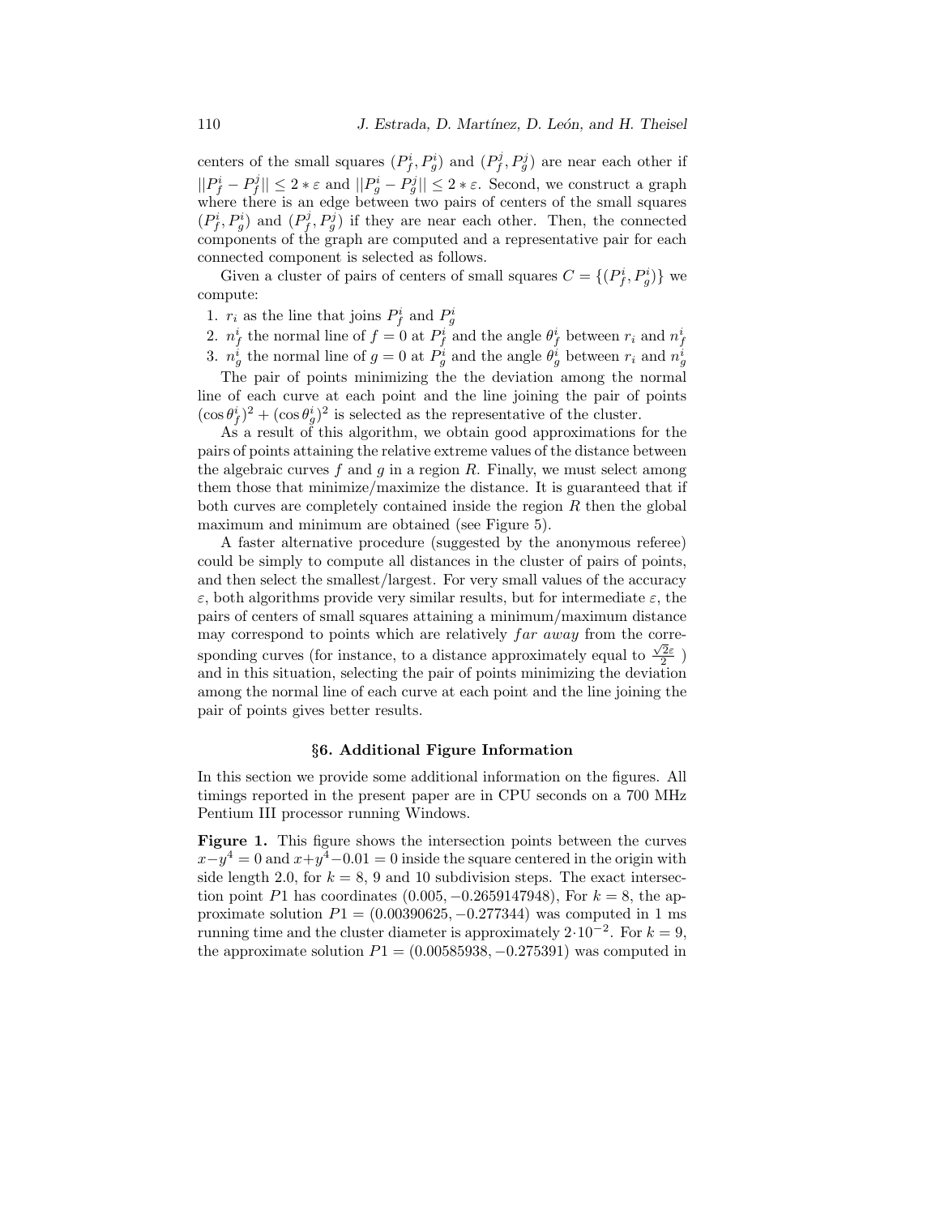centers of the small squares $(P_f^i, P_g^i)$ and $(P_f^j, P_g^j)$ are near each other if $||P_f^i - P_f^j|| \leq 2 * \varepsilon$ and $||P_g^i - P_g^j|| \leq 2 * \varepsilon$. Second, we construct a graph where there is an edge between two pairs of centers of the small squares $(P_f^i, P_g^i)$ and $(P_f^j, P_g^j)$ if they are near each other. Then, the connected components of the graph are computed and a representative pair for each connected component is selected as follows.

Given a cluster of pairs of centers of small squares $C = \{(P_f^i, P_g^i)\}$ we compute:

1. $r_i$ as the line that joins $P_f^i$ and $P_g^i$
2. $n_f^i$ the normal line of $f = 0$ at $P_f^i$ and the angle $\theta_f^i$ between $r_i$ and $n_f^i$
3. $n_g^i$ the normal line of $g = 0$ at $P_g^i$ and the angle $\theta_g^i$ between $r_i$ and $n_g^i$

The pair of points minimizing the the deviation among the normal line of each curve at each point and the line joining the pair of points $(\cos\theta_f^i)^2 + (\cos\theta_g^i)^2$ is selected as the representative of the cluster.

As a result of this algorithm, we obtain good approximations for the pairs of points attaining the relative extreme values of the distance between the algebraic curves $f$ and $g$ in a region $R$. Finally, we must select among them those that minimize/maximize the distance. It is guaranteed that if both curves are completely contained inside the region $R$ then the global maximum and minimum are obtained (see Figure 5).

A faster alternative procedure (suggested by the anonymous referee) could be simply to compute all distances in the cluster of pairs of points, and then select the smallest/largest. For very small values of the accuracy $\varepsilon$, both algorithms provide very similar results, but for intermediate $\varepsilon$, the pairs of centers of small squares attaining a minimum/maximum distance may correspond to points which are relatively *far away* from the corresponding curves (for instance, to a distance approximately equal to $\frac{\sqrt{2}\varepsilon}{2}$ ) and in this situation, selecting the pair of points minimizing the deviation among the normal line of each curve at each point and the line joining the pair of points gives better results.

## §6. Additional Figure Information

In this section we provide some additional information on the figures. All timings reported in the present paper are in CPU seconds on a 700 MHz Pentium III processor running Windows.

**Figure 1.** This figure shows the intersection points between the curves $x - y^4 = 0$ and $x + y^4 - 0.01 = 0$ inside the square centered in the origin with side length 2.0, for $k = 8$, 9 and 10 subdivision steps. The exact intersection point $P1$ has coordinates $(0.005, -0.2659147948)$, For $k = 8$, the approximate solution $P1 = (0.00390625, -0.277344)$ was computed in 1 ms running time and the cluster diameter is approximately $2 \cdot 10^{-2}$. For $k = 9$, the approximate solution $P1 = (0.00585938, -0.275391)$ was computed in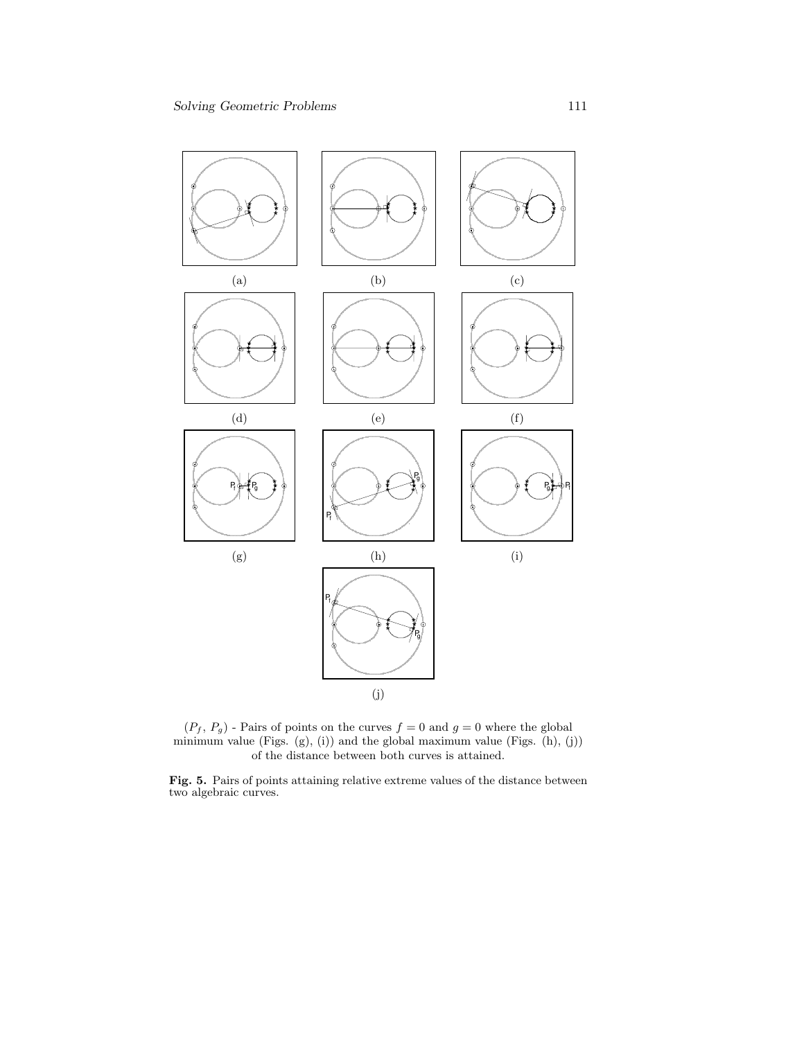(a) (b) (c)

(d) (e) (f)

(g) (h) (i)

(j)

($P_f$, $P_g$) - Pairs of points on the curves $f = 0$ and $g = 0$ where the global minimum value (Figs. (g), (i)) and the global maximum value (Figs. (h), (j)) of the distance between both curves is attained.

**Fig. 5.** Pairs of points attaining relative extreme values of the distance between two algebraic curves.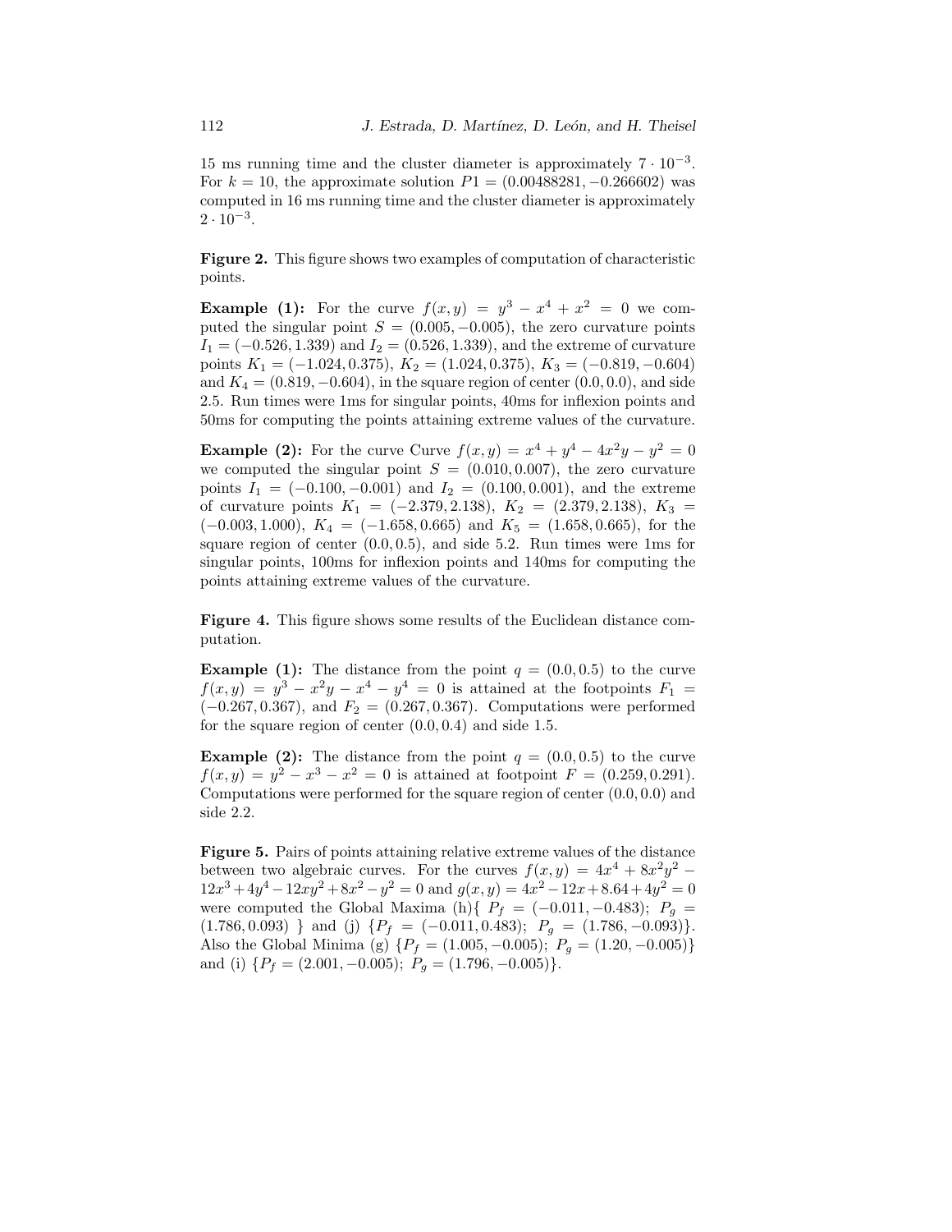15 ms running time and the cluster diameter is approximately $7 \cdot 10^{-3}$. For $k = 10$, the approximate solution $P1 = (0.00488281, -0.266602)$ was computed in 16 ms running time and the cluster diameter is approximately $2 \cdot 10^{-3}$.

**Figure 2.** This figure shows two examples of computation of characteristic points.

**Example (1):** For the curve $f(x, y) = y^3 - x^4 + x^2 = 0$ we computed the singular point $S = (0.005, -0.005)$, the zero curvature points $I_1 = (-0.526, 1.339)$ and $I_2 = (0.526, 1.339)$, and the extreme of curvature points $K_1 = (-1.024, 0.375)$, $K_2 = (1.024, 0.375)$, $K_3 = (-0.819, -0.604)$ and $K_4 = (0.819, -0.604)$, in the square region of center $(0.0, 0.0)$, and side 2.5. Run times were 1ms for singular points, 40ms for inflexion points and 50ms for computing the points attaining extreme values of the curvature.

**Example (2):** For the curve Curve $f(x, y) = x^4 + y^4 - 4x^2y - y^2 = 0$ we computed the singular point $S = (0.010, 0.007)$, the zero curvature points $I_1 = (-0.100, -0.001)$ and $I_2 = (0.100, 0.001)$, and the extreme of curvature points $K_1 = (-2.379, 2.138)$, $K_2 = (2.379, 2.138)$, $K_3 = (-0.003, 1.000)$, $K_4 = (-1.658, 0.665)$ and $K_5 = (1.658, 0.665)$, for the square region of center $(0.0, 0.5)$, and side 5.2. Run times were 1ms for singular points, 100ms for inflexion points and 140ms for computing the points attaining extreme values of the curvature.

**Figure 4.** This figure shows some results of the Euclidean distance computation.

**Example (1):** The distance from the point $q = (0.0, 0.5)$ to the curve $f(x, y) = y^3 - x^2y - x^4 - y^4 = 0$ is attained at the footpoints $F_1 = (-0.267, 0.367)$, and $F_2 = (0.267, 0.367)$. Computations were performed for the square region of center $(0.0, 0.4)$ and side 1.5.

**Example (2):** The distance from the point $q = (0.0, 0.5)$ to the curve $f(x, y) = y^2 - x^3 - x^2 = 0$ is attained at footpoint $F = (0.259, 0.291)$. Computations were performed for the square region of center $(0.0, 0.0)$ and side 2.2.

**Figure 5.** Pairs of points attaining relative extreme values of the distance between two algebraic curves. For the curves $f(x, y) = 4x^4 + 8x^2y^2 - 12x^3 + 4y^4 - 12xy^2 + 8x^2 - y^2 = 0$ and $g(x, y) = 4x^2 - 12x + 8.64 + 4y^2 = 0$ were computed the Global Maxima (h)$\{ P_f = (-0.011, -0.483);\ P_g = (1.786, 0.093) \}$ and (j) $\{P_f = (-0.011, 0.483);\ P_g = (1.786, -0.093)\}$. Also the Global Minima (g) $\{P_f = (1.005, -0.005);\ P_g = (1.20, -0.005)\}$ and (i) $\{P_f = (2.001, -0.005);\ P_g = (1.796, -0.005)\}$.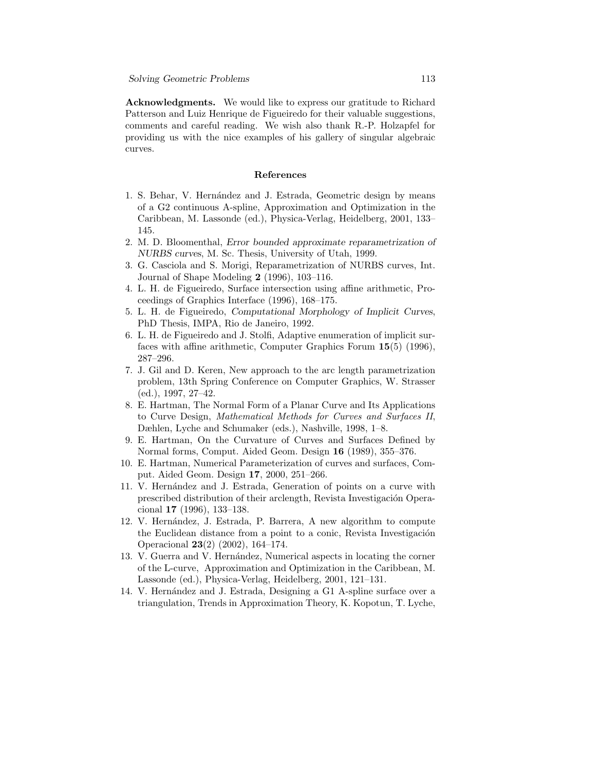**Acknowledgments.** We would like to express our gratitude to Richard Patterson and Luiz Henrique de Figueiredo for their valuable suggestions, comments and careful reading. We wish also thank R.-P. Holzapfel for providing us with the nice examples of his gallery of singular algebraic curves.

## References

1. S. Behar, V. Hernández and J. Estrada, Geometric design by means of a G2 continuous A-spline, Approximation and Optimization in the Caribbean, M. Lassonde (ed.), Physica-Verlag, Heidelberg, 2001, 133–145.
2. M. D. Bloomenthal, *Error bounded approximate reparametrization of NURBS curves*, M. Sc. Thesis, University of Utah, 1999.
3. G. Casciola and S. Morigi, Reparametrization of NURBS curves, Int. Journal of Shape Modeling **2** (1996), 103–116.
4. L. H. de Figueiredo, Surface intersection using affine arithmetic, Proceedings of Graphics Interface (1996), 168–175.
5. L. H. de Figueiredo, *Computational Morphology of Implicit Curves*, PhD Thesis, IMPA, Rio de Janeiro, 1992.
6. L. H. de Figueiredo and J. Stolfi, Adaptive enumeration of implicit surfaces with affine arithmetic, Computer Graphics Forum **15**(5) (1996), 287–296.
7. J. Gil and D. Keren, New approach to the arc length parametrization problem, 13th Spring Conference on Computer Graphics, W. Strasser (ed.), 1997, 27–42.
8. E. Hartman, The Normal Form of a Planar Curve and Its Applications to Curve Design, *Mathematical Methods for Curves and Surfaces II*, Dæhlen, Lyche and Schumaker (eds.), Nashville, 1998, 1–8.
9. E. Hartman, On the Curvature of Curves and Surfaces Defined by Normal forms, Comput. Aided Geom. Design **16** (1989), 355–376.
10. E. Hartman, Numerical Parameterization of curves and surfaces, Comput. Aided Geom. Design **17**, 2000, 251–266.
11. V. Hernández and J. Estrada, Generation of points on a curve with prescribed distribution of their arclength, Revista Investigación Operacional **17** (1996), 133–138.
12. V. Hernández, J. Estrada, P. Barrera, A new algorithm to compute the Euclidean distance from a point to a conic, Revista Investigación Operacional **23**(2) (2002), 164–174.
13. V. Guerra and V. Hernández, Numerical aspects in locating the corner of the L-curve, Approximation and Optimization in the Caribbean, M. Lassonde (ed.), Physica-Verlag, Heidelberg, 2001, 121–131.
14. V. Hernández and J. Estrada, Designing a G1 A-spline surface over a triangulation, Trends in Approximation Theory, K. Kopotun, T. Lyche,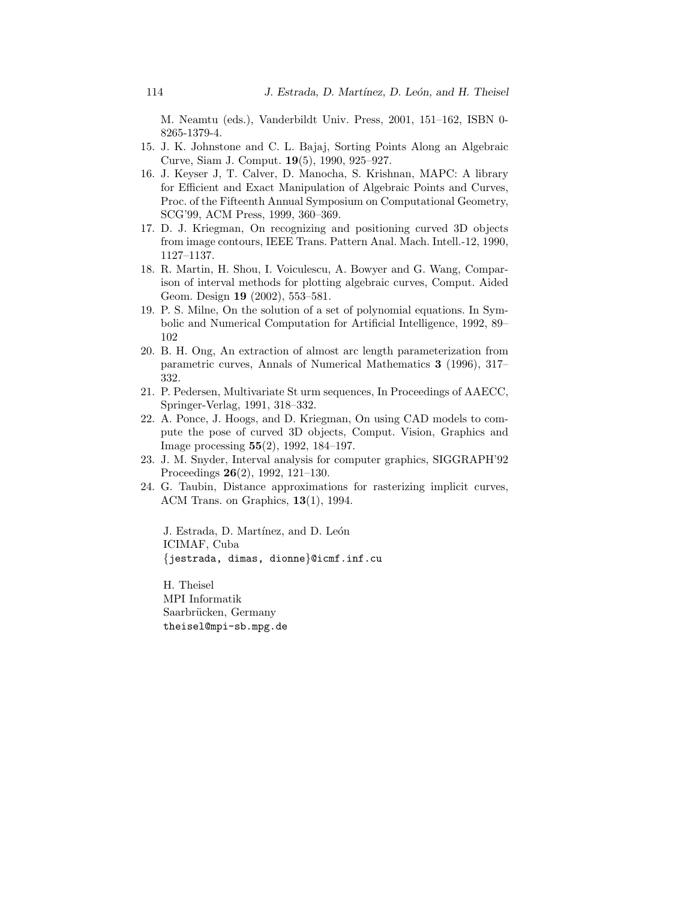M. Neamtu (eds.), Vanderbildt Univ. Press, 2001, 151–162, ISBN 0-8265-1379-4.

15. J. K. Johnstone and C. L. Bajaj, Sorting Points Along an Algebraic Curve, Siam J. Comput. **19**(5), 1990, 925–927.
16. J. Keyser J, T. Calver, D. Manocha, S. Krishnan, MAPC: A library for Efficient and Exact Manipulation of Algebraic Points and Curves, Proc. of the Fifteenth Annual Symposium on Computational Geometry, SCG'99, ACM Press, 1999, 360–369.
17. D. J. Kriegman, On recognizing and positioning curved 3D objects from image contours, IEEE Trans. Pattern Anal. Mach. Intell.-12, 1990, 1127–1137.
18. R. Martin, H. Shou, I. Voiculescu, A. Bowyer and G. Wang, Comparison of interval methods for plotting algebraic curves, Comput. Aided Geom. Design **19** (2002), 553–581.
19. P. S. Milne, On the solution of a set of polynomial equations. In Symbolic and Numerical Computation for Artificial Intelligence, 1992, 89–102
20. B. H. Ong, An extraction of almost arc length parameterization from parametric curves, Annals of Numerical Mathematics **3** (1996), 317–332.
21. P. Pedersen, Multivariate St urm sequences, In Proceedings of AAECC, Springer-Verlag, 1991, 318–332.
22. A. Ponce, J. Hoogs, and D. Kriegman, On using CAD models to compute the pose of curved 3D objects, Comput. Vision, Graphics and Image processing **55**(2), 1992, 184–197.
23. J. M. Snyder, Interval analysis for computer graphics, SIGGRAPH'92 Proceedings **26**(2), 1992, 121–130.
24. G. Taubin, Distance approximations for rasterizing implicit curves, ACM Trans. on Graphics, **13**(1), 1994.

J. Estrada, D. Martínez, and D. León
ICIMAF, Cuba
{jestrada, dimas, dionne}@icmf.inf.cu

H. Theisel
MPI Informatik
Saarbrücken, Germany
theisel@mpi-sb.mpg.de